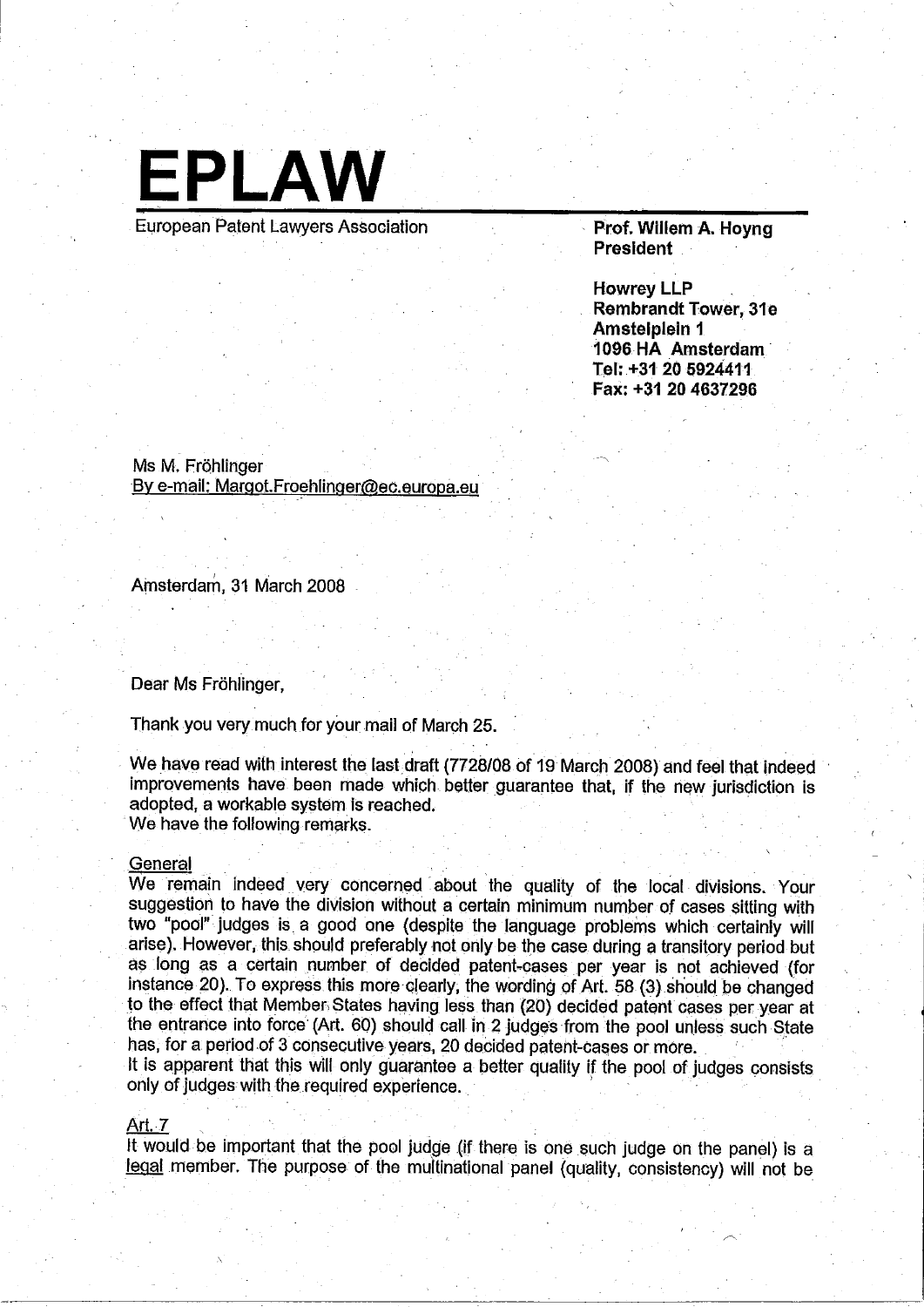# EPLAW

European Patent Lawyers Association

**Prof. Willem A. Hoyng**
**President**

**Howrey LLP**
**Rembrandt Tower, 31e**
**Amstelplein 1**
**1096 HA Amsterdam**
**Tel: +31 20 5924411**
**Fax: +31 20 4637296**

Ms M. Fröhlinger
By e-mail: Margot.Froehlinger@ec.europa.eu

Amsterdam, 31 March 2008

Dear Ms Fröhlinger,

Thank you very much for your mail of March 25.

We have read with interest the last draft (7728/08 of 19 March 2008) and feel that indeed improvements have been made which better guarantee that, if the new jurisdiction is adopted, a workable system is reached.
We have the following remarks.

General
We remain indeed very concerned about the quality of the local divisions. Your suggestion to have the division without a certain minimum number of cases sitting with two "pool" judges is a good one (despite the language problems which certainly will arise). However, this should preferably not only be the case during a transitory period but as long as a certain number of decided patent-cases per year is not achieved (for instance 20). To express this more clearly, the wording of Art. 58 (3) should be changed to the effect that Member States having less than (20) decided patent cases per year at the entrance into force (Art. 60) should call in 2 judges from the pool unless such State has, for a period of 3 consecutive years, 20 decided patent-cases or more.
It is apparent that this will only guarantee a better quality if the pool of judges consists only of judges with the required experience.

Art. 7
It would be important that the pool judge (if there is one such judge on the panel) is a legal member. The purpose of the multinational panel (quality, consistency) will not be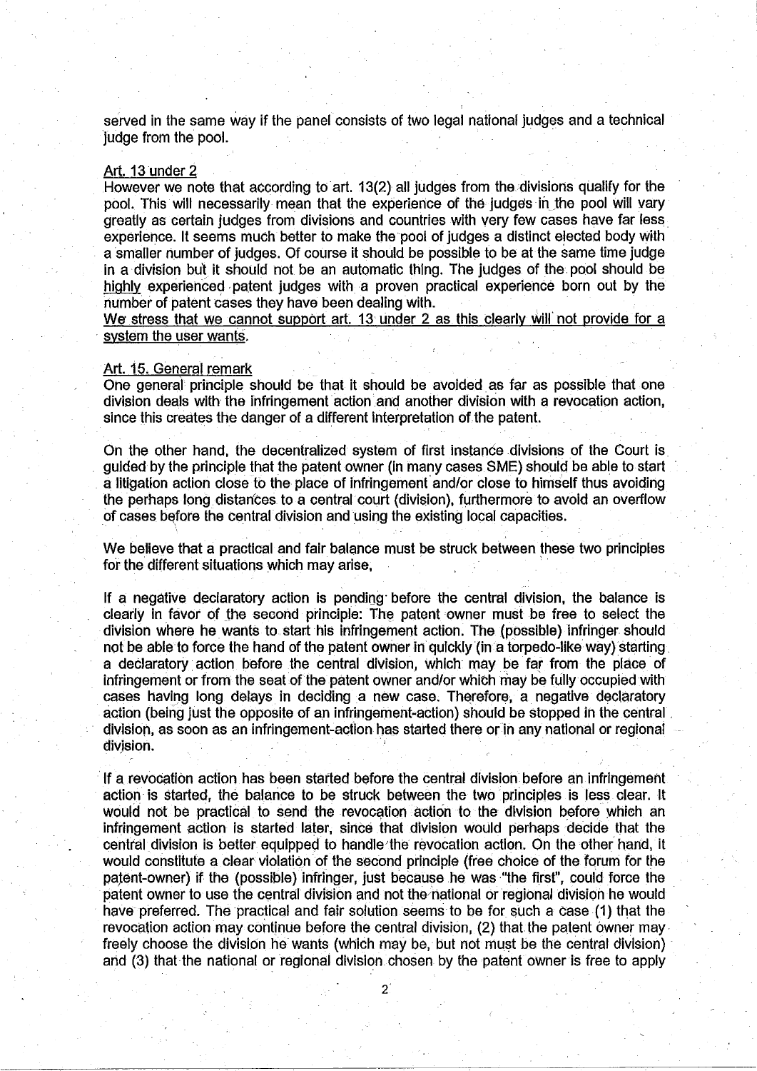served in the same way if the panel consists of two legal national judges and a technical judge from the pool.

Art. 13 under 2

However we note that according to art. 13(2) all judges from the divisions qualify for the pool. This will necessarily mean that the experience of the judges in the pool will vary greatly as certain judges from divisions and countries with very few cases have far less experience. It seems much better to make the pool of judges a distinct elected body with a smaller number of judges. Of course it should be possible to be at the same time judge in a division but it should not be an automatic thing. The judges of the pool should be highly experienced patent judges with a proven practical experience born out by the number of patent cases they have been dealing with.

We stress that we cannot support art. 13 under 2 as this clearly will not provide for a system the user wants.

Art. 15. General remark

One general principle should be that it should be avoided as far as possible that one division deals with the infringement action and another division with a revocation action, since this creates the danger of a different interpretation of the patent.

On the other hand, the decentralized system of first instance divisions of the Court is guided by the principle that the patent owner (in many cases SME) should be able to start a litigation action close to the place of infringement and/or close to himself thus avoiding the perhaps long distances to a central court (division), furthermore to avoid an overflow of cases before the central division and using the existing local capacities.

We believe that a practical and fair balance must be struck between these two principles for the different situations which may arise,

If a negative declaratory action is pending before the central division, the balance is clearly in favor of the second principle: The patent owner must be free to select the division where he wants to start his infringement action. The (possible) infringer should not be able to force the hand of the patent owner in quickly (in a torpedo-like way) starting a declaratory action before the central division, which may be far from the place of infringement or from the seat of the patent owner and/or which may be fully occupied with cases having long delays in deciding a new case. Therefore, a negative declaratory action (being just the opposite of an infringement-action) should be stopped in the central division, as soon as an infringement-action has started there or in any national or regional division.

If a revocation action has been started before the central division before an infringement action is started, the balance to be struck between the two principles is less clear. It would not be practical to send the revocation action to the division before which an infringement action is started later, since that division would perhaps decide that the central division is better equipped to handle the revocation action. On the other hand, it would constitute a clear violation of the second principle (free choice of the forum for the patent-owner) if the (possible) infringer, just because he was "the first", could force the patent owner to use the central division and not the national or regional division he would have preferred. The practical and fair solution seems to be for such a case (1) that the revocation action may continue before the central division, (2) that the patent owner may freely choose the division he wants (which may be, but not must be the central division) and (3) that the national or regional division chosen by the patent owner is free to apply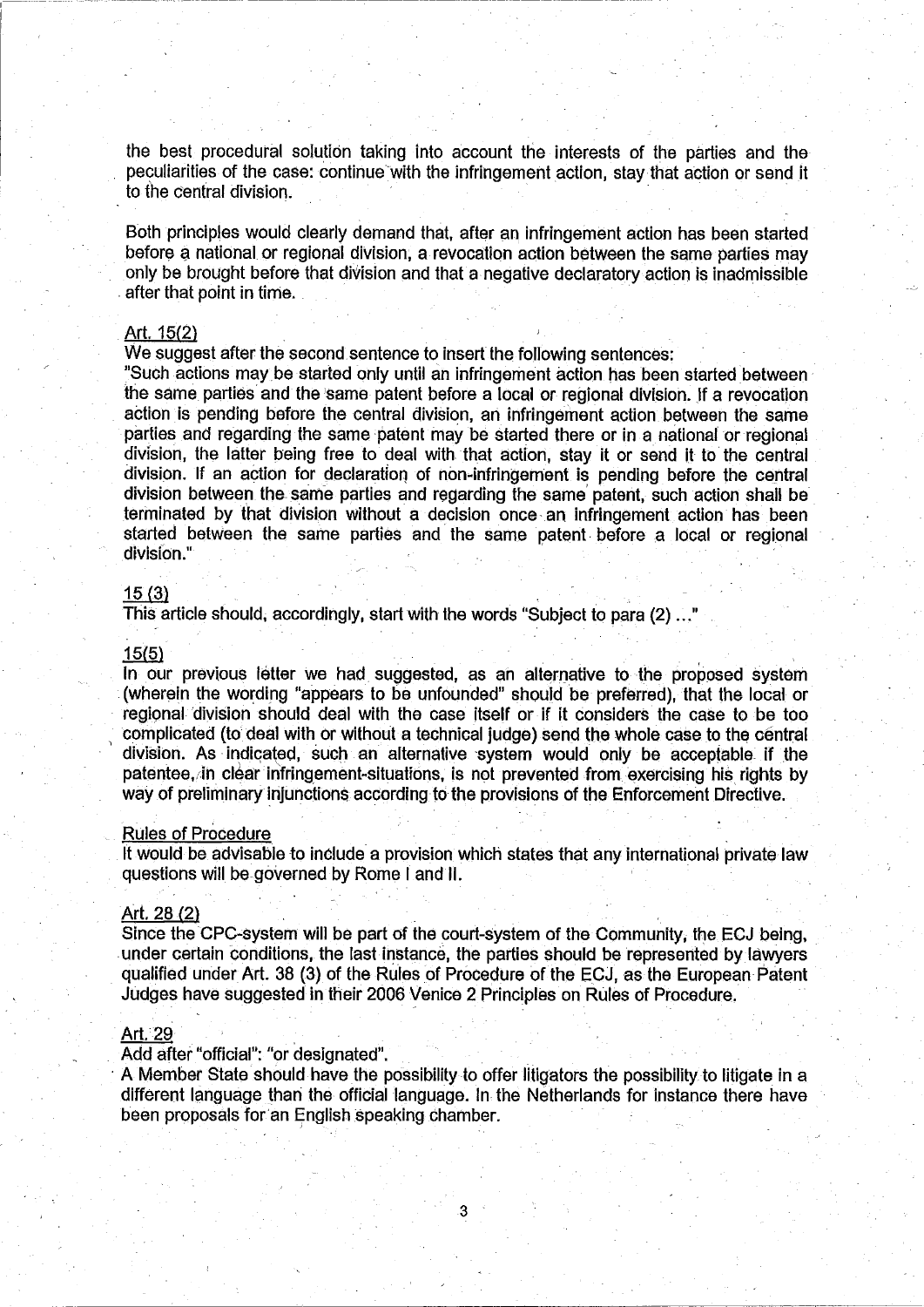the best procedural solution taking into account the interests of the parties and the peculiarities of the case: continue with the infringement action, stay that action or send it to the central division.

Both principles would clearly demand that, after an infringement action has been started before a national or regional division, a revocation action between the same parties may only be brought before that division and that a negative declaratory action is inadmissible after that point in time.

Art. 15(2)

We suggest after the second sentence to insert the following sentences:

"Such actions may be started only until an infringement action has been started between the same parties and the same patent before a local or regional division. If a revocation action is pending before the central division, an infringement action between the same parties and regarding the same patent may be started there or in a national or regional division, the latter being free to deal with that action, stay it or send it to the central division. If an action for declaration of non-infringement is pending before the central division between the same parties and regarding the same patent, such action shall be terminated by that division without a decision once an infringement action has been started between the same parties and the same patent before a local or regional division."

15 (3)

This article should, accordingly, start with the words "Subject to para (2) ..."

15(5)

In our previous letter we had suggested, as an alternative to the proposed system (wherein the wording "appears to be unfounded" should be preferred), that the local or regional division should deal with the case itself or if it considers the case to be too complicated (to deal with or without a technical judge) send the whole case to the central division. As indicated, such an alternative system would only be acceptable if the patentee, in clear infringement-situations, is not prevented from exercising his rights by way of preliminary injunctions according to the provisions of the Enforcement Directive.

Rules of Procedure

It would be advisable to include a provision which states that any international private law questions will be governed by Rome I and II.

Art. 28 (2)

Since the CPC-system will be part of the court-system of the Community, the ECJ being, under certain conditions, the last instance, the parties should be represented by lawyers qualified under Art. 38 (3) of the Rules of Procedure of the ECJ, as the European Patent Judges have suggested in their 2006 Venice 2 Principles on Rules of Procedure.

Art. 29

Add after "official": "or designated".

A Member State should have the possibility to offer litigators the possibility to litigate in a different language than the official language. In the Netherlands for instance there have been proposals for an English speaking chamber.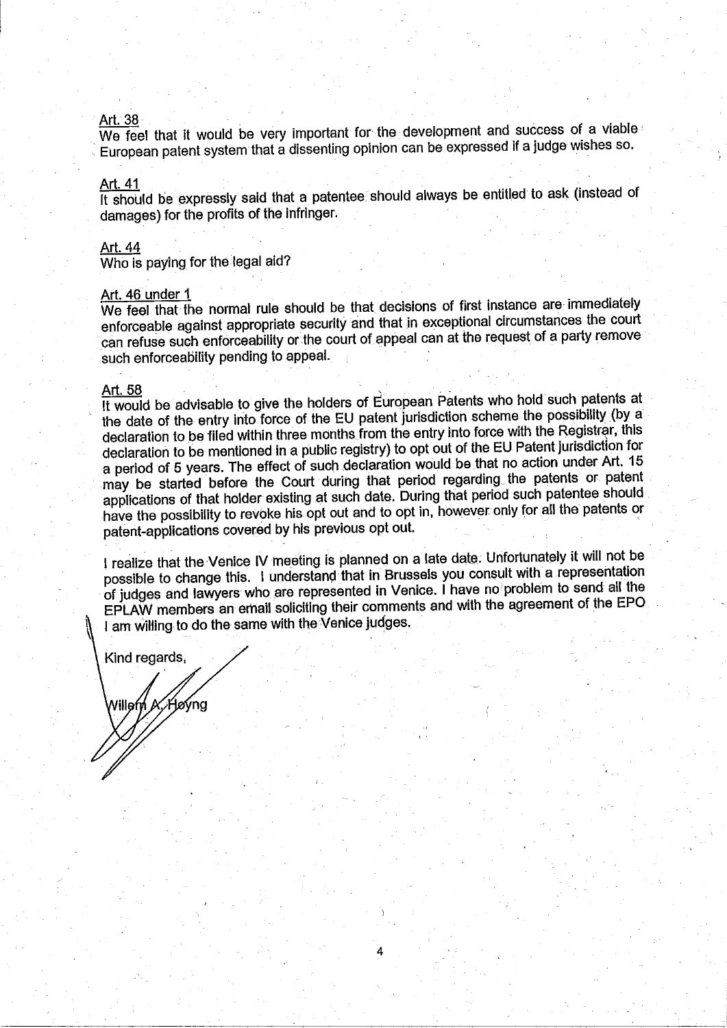Art. 38

We feel that it would be very important for the development and success of a viable European patent system that a dissenting opinion can be expressed if a judge wishes so.

Art. 41

It should be expressly said that a patentee should always be entitled to ask (instead of damages) for the profits of the infringer.

Art. 44

Who is paying for the legal aid?

Art. 46 under 1

We feel that the normal rule should be that decisions of first instance are immediately enforceable against appropriate security and that in exceptional circumstances the court can refuse such enforceability or the court of appeal can at the request of a party remove such enforceability pending to appeal.

Art. 58

It would be advisable to give the holders of European Patents who hold such patents at the date of the entry into force of the EU patent jurisdiction scheme the possibility (by a declaration to be filed within three months from the entry into force with the Registrar, this declaration to be mentioned in a public registry) to opt out of the EU Patent jurisdiction for a period of 5 years. The effect of such declaration would be that no action under Art. 15 may be started before the Court during that period regarding the patents or patent applications of that holder existing at such date. During that period such patentee should have the possibility to revoke his opt out and to opt in, however only for all the patents or patent-applications covered by his previous opt out.

I realize that the Venice IV meeting is planned on a late date. Unfortunately it will not be possible to change this. I understand that in Brussels you consult with a representation of judges and lawyers who are represented in Venice. I have no problem to send all the EPLAW members an email soliciting their comments and with the agreement of the EPO I am willing to do the same with the Venice judges.

Kind regards,

Willem A. Høyng